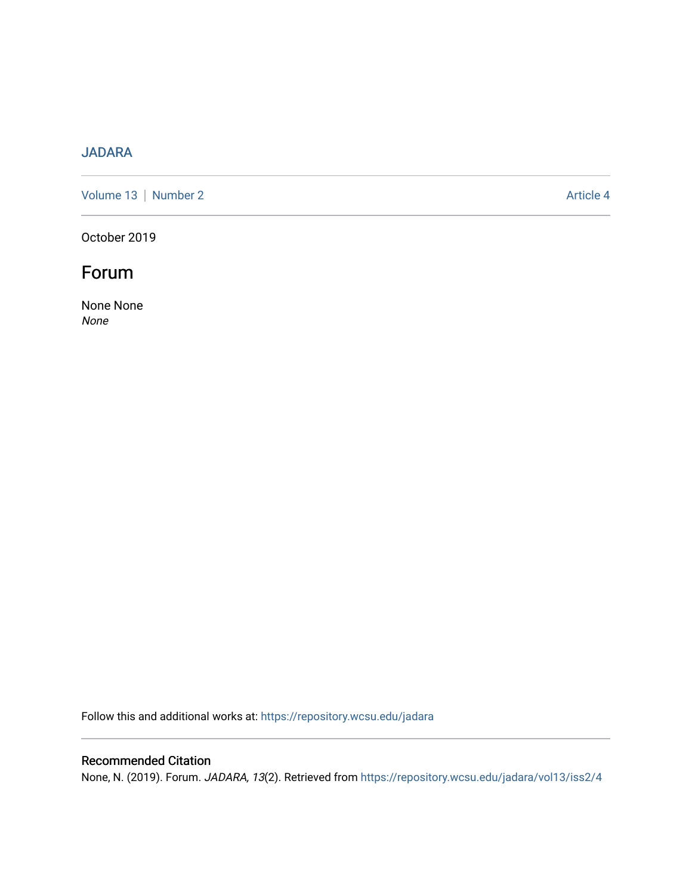JADARA

Volume 13 | Number 2 Article 4

October 2019

# Forum

None None
*None*

Follow this and additional works at: https://repository.wcsu.edu/jadara

## Recommended Citation

None, N. (2019). Forum. *JADARA, 13*(2). Retrieved from https://repository.wcsu.edu/jadara/vol13/iss2/4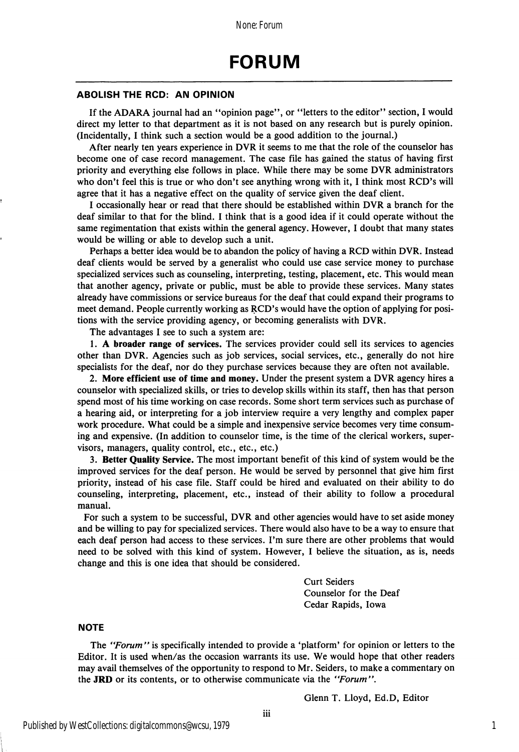# FORUM

## ABOLISH THE RCD: AN OPINION

If the ADARA journal had an "opinion page", or "letters to the editor" section, I would direct my letter to that department as it is not based on any research but is purely opinion. (Incidentally, I think such a section would be a good addition to the journal.)

After nearly ten years experience in DVR it seems to me that the role of the counselor has become one of case record management. The case file has gained the status of having first priority and everything else follows in place. While there may be some DVR administrators who don't feel this is true or who don't see anything wrong with it, I think most RCD's will agree that it has a negative effect on the quality of service given the deaf client.

I occasionally hear or read that there should be established within DVR a branch for the deaf similar to that for the blind. I think that is a good idea if it could operate without the same regimentation that exists within the general agency. However, I doubt that many states would be willing or able to develop such a unit.

Perhaps a better idea would be to abandon the policy of having a RCD within DVR. Instead deaf clients would be served by a generalist who could use case service money to purchase specialized services such as counseling, interpreting, testing, placement, etc. This would mean that another agency, private or public, must be able to provide these services. Many states already have commissions or service bureaus for the deaf that could expand their programs to meet demand. People currently working as RCD's would have the option of applying for positions with the service providing agency, or becoming generalists with DVR.

The advantages I see to such a system are:

1. **A broader range of services.** The services provider could sell its services to agencies other than DVR. Agencies such as job services, social services, etc., generally do not hire specialists for the deaf, nor do they purchase services because they are often not available.

2. **More efficient use of time and money.** Under the present system a DVR agency hires a counselor with specialized skills, or tries to develop skills within its staff, then has that person spend most of his time working on case records. Some short term services such as purchase of a hearing aid, or interpreting for a job interview require a very lengthy and complex paper work procedure. What could be a simple and inexpensive service becomes very time consuming and expensive. (In addition to counselor time, is the time of the clerical workers, supervisors, managers, quality control, etc., etc., etc.)

3. **Better Quality Service.** The most important benefit of this kind of system would be the improved services for the deaf person. He would be served by personnel that give him first priority, instead of his case file. Staff could be hired and evaluated on their ability to do counseling, interpreting, placement, etc., instead of their ability to follow a procedural manual.

For such a system to be successful, DVR and other agencies would have to set aside money and be willing to pay for specialized services. There would also have to be a way to ensure that each deaf person had access to these services. I'm sure there are other problems that would need to be solved with this kind of system. However, I believe the situation, as is, needs change and this is one idea that should be considered.

Curt Seiders
Counselor for the Deaf
Cedar Rapids, Iowa

## NOTE

The *"Forum"* is specifically intended to provide a 'platform' for opinion or letters to the Editor. It is used when/as the occasion warrants its use. We would hope that other readers may avail themselves of the opportunity to respond to Mr. Seiders, to make a commentary on the **JRD** or its contents, or to otherwise communicate via the *"Forum"*.

Glenn T. Lloyd, Ed.D, Editor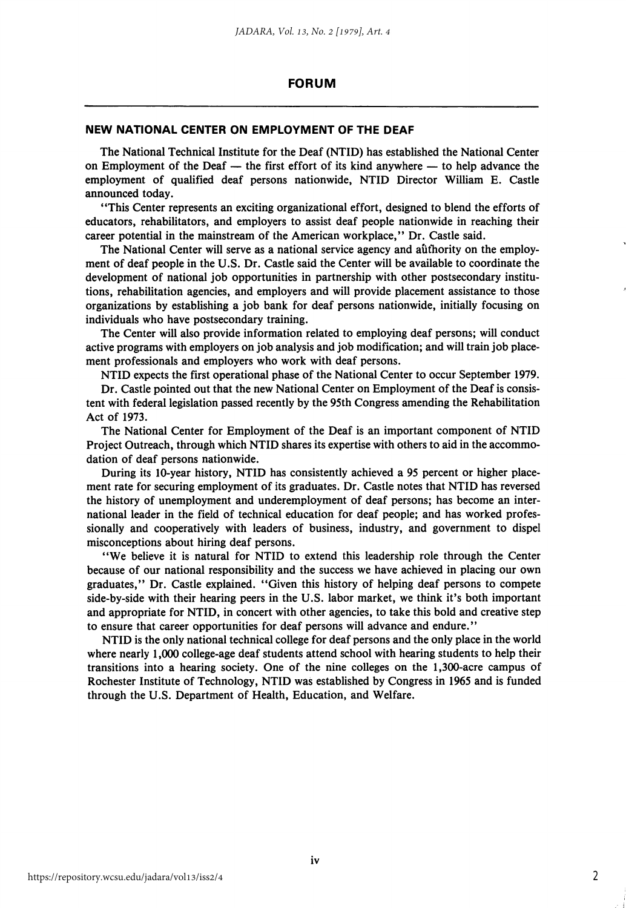## FORUM

### NEW NATIONAL CENTER ON EMPLOYMENT OF THE DEAF

The National Technical Institute for the Deaf (NTID) has established the National Center on Employment of the Deaf — the first effort of its kind anywhere — to help advance the employment of qualified deaf persons nationwide, NTID Director William E. Castle announced today.

"This Center represents an exciting organizational effort, designed to blend the efforts of educators, rehabilitators, and employers to assist deaf people nationwide in reaching their career potential in the mainstream of the American workplace," Dr. Castle said.

The National Center will serve as a national service agency and authority on the employment of deaf people in the U.S. Dr. Castle said the Center will be available to coordinate the development of national job opportunities in partnership with other postsecondary institutions, rehabilitation agencies, and employers and will provide placement assistance to those organizations by establishing a job bank for deaf persons nationwide, initially focusing on individuals who have postsecondary training.

The Center will also provide information related to employing deaf persons; will conduct active programs with employers on job analysis and job modification; and will train job placement professionals and employers who work with deaf persons.

NTID expects the first operational phase of the National Center to occur September 1979.

Dr. Castle pointed out that the new National Center on Employment of the Deaf is consistent with federal legislation passed recently by the 95th Congress amending the Rehabilitation Act of 1973.

The National Center for Employment of the Deaf is an important component of NTID Project Outreach, through which NTID shares its expertise with others to aid in the accommodation of deaf persons nationwide.

During its 10-year history, NTID has consistently achieved a 95 percent or higher placement rate for securing employment of its graduates. Dr. Castle notes that NTID has reversed the history of unemployment and underemployment of deaf persons; has become an international leader in the field of technical education for deaf people; and has worked professionally and cooperatively with leaders of business, industry, and government to dispel misconceptions about hiring deaf persons.

"We believe it is natural for NTID to extend this leadership role through the Center because of our national responsibility and the success we have achieved in placing our own graduates," Dr. Castle explained. "Given this history of helping deaf persons to compete side-by-side with their hearing peers in the U.S. labor market, we think it's both important and appropriate for NTID, in concert with other agencies, to take this bold and creative step to ensure that career opportunities for deaf persons will advance and endure."

NTID is the only national technical college for deaf persons and the only place in the world where nearly 1,000 college-age deaf students attend school with hearing students to help their transitions into a hearing society. One of the nine colleges on the 1,300-acre campus of Rochester Institute of Technology, NTID was established by Congress in 1965 and is funded through the U.S. Department of Health, Education, and Welfare.